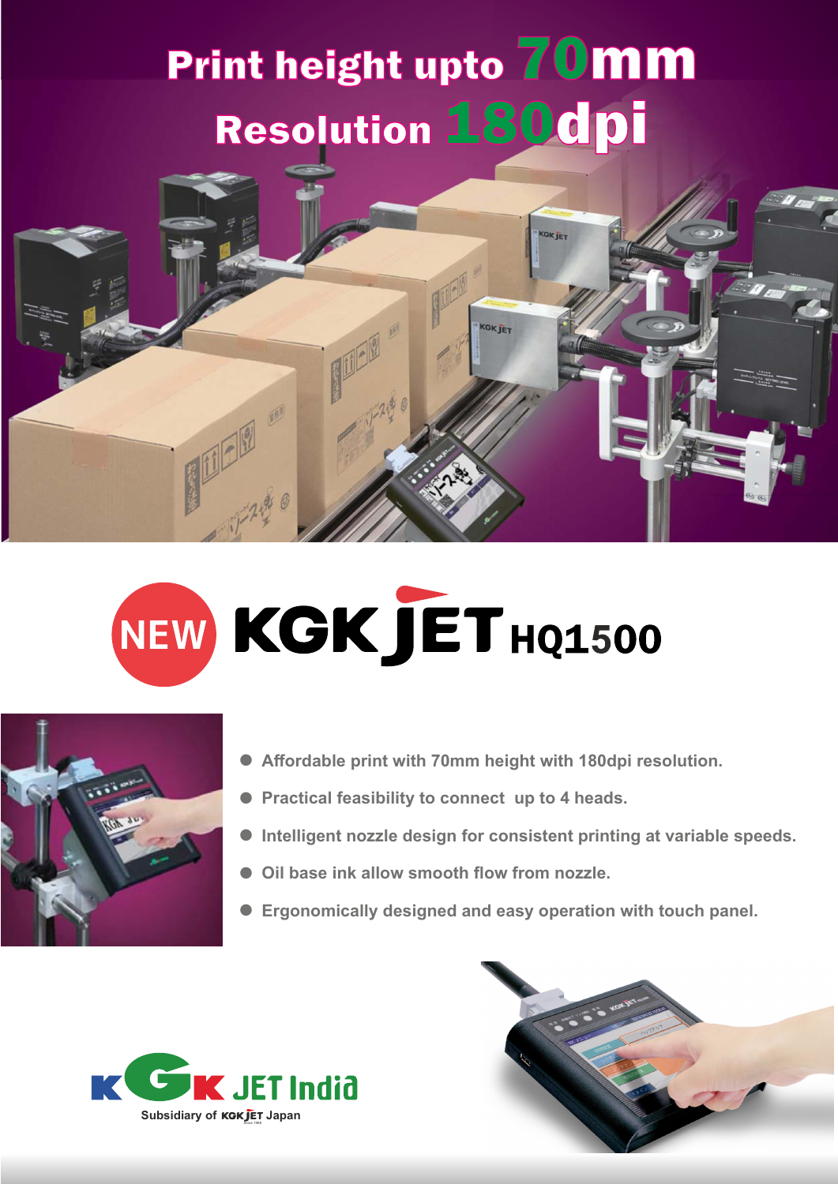# Print height upto 70mm
# Resolution 180dpi

## NEW KGK JET HQ1500

- Affordable print with 70mm height with 180dpi resolution.
- Practical feasibility to connect up to 4 heads.
- Intelligent nozzle design for consistent printing at variable speeds.
- Oil base ink allow smooth flow from nozzle.
- Ergonomically designed and easy operation with touch panel.

KGK JET India

Subsidiary of KGK JET Japan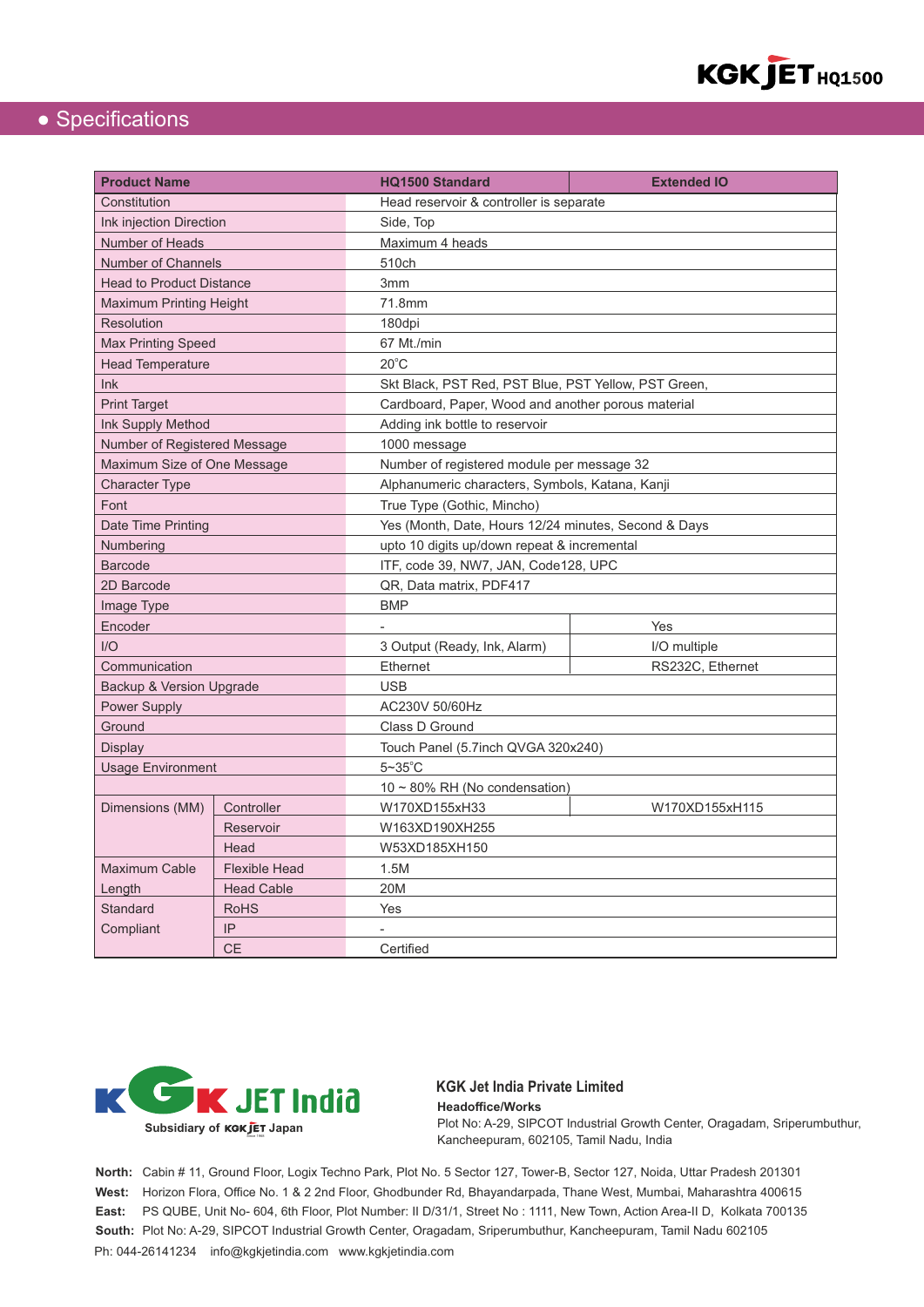# ● Specifications

| Product Name | | HQ1500 Standard | Extended IO |
|---|---|---|---|
| Constitution | | Head reservoir & controller is separate | |
| Ink injection Direction | | Side, Top | |
| Number of Heads | | Maximum 4 heads | |
| Number of Channels | | 510ch | |
| Head to Product Distance | | 3mm | |
| Maximum Printing Height | | 71.8mm | |
| Resolution | | 180dpi | |
| Max Printing Speed | | 67 Mt./min | |
| Head Temperature | | 20°C | |
| Ink | | Skt Black, PST Red, PST Blue, PST Yellow, PST Green, | |
| Print Target | | Cardboard, Paper, Wood and another porous material | |
| Ink Supply Method | | Adding ink bottle to reservoir | |
| Number of Registered Message | | 1000 message | |
| Maximum Size of One Message | | Number of registered module per message 32 | |
| Character Type | | Alphanumeric characters, Symbols, Katana, Kanji | |
| Font | | True Type (Gothic, Mincho) | |
| Date Time Printing | | Yes (Month, Date, Hours 12/24 minutes, Second & Days | |
| Numbering | | upto 10 digits up/down repeat & incremental | |
| Barcode | | ITF, code 39, NW7, JAN, Code128, UPC | |
| 2D Barcode | | QR, Data matrix, PDF417 | |
| Image Type | | BMP | |
| Encoder | | - | Yes |
| I/O | | 3 Output (Ready, Ink, Alarm) | I/O multiple |
| Communication | | Ethernet | RS232C, Ethernet |
| Backup & Version Upgrade | | USB | |
| Power Supply | | AC230V 50/60Hz | |
| Ground | | Class D Ground | |
| Display | | Touch Panel (5.7inch QVGA 320x240) | |
| Usage Environment | | 5~35°C | |
| | | 10 ~ 80% RH (No condensation) | |
| Dimensions (MM) | Controller | W170XD155xH33 | W170XD155xH115 |
| | Reservoir | W163XD190XH255 | |
| | Head | W53XD185XH150 | |
| Maximum Cable Length | Flexible Head | 1.5M | |
| | Head Cable | 20M | |
| Standard Compliant | RoHS | Yes | |
| | IP | - | |
| | CE | Certified | |

Subsidiary of KGK JET Japan

**KGK Jet India Private Limited**

**Headoffice/Works**
Plot No: A-29, SIPCOT Industrial Growth Center, Oragadam, Sriperumbuthur, Kancheepuram, 602105, Tamil Nadu, India

**North:** Cabin # 11, Ground Floor, Logix Techno Park, Plot No. 5 Sector 127, Tower-B, Sector 127, Noida, Uttar Pradesh 201301
**West:** Horizon Flora, Office No. 1 & 2 2nd Floor, Ghodbunder Rd, Bhayandarpada, Thane West, Mumbai, Maharashtra 400615
**East:** PS QUBE, Unit No- 604, 6th Floor, Plot Number: II D/31/1, Street No : 1111, New Town, Action Area-II D, Kolkata 700135
**South:** Plot No: A-29, SIPCOT Industrial Growth Center, Oragadam, Sriperumbuthur, Kancheepuram, Tamil Nadu 602105
Ph: 044-26141234 info@kgkjetindia.com www.kgkjetindia.com